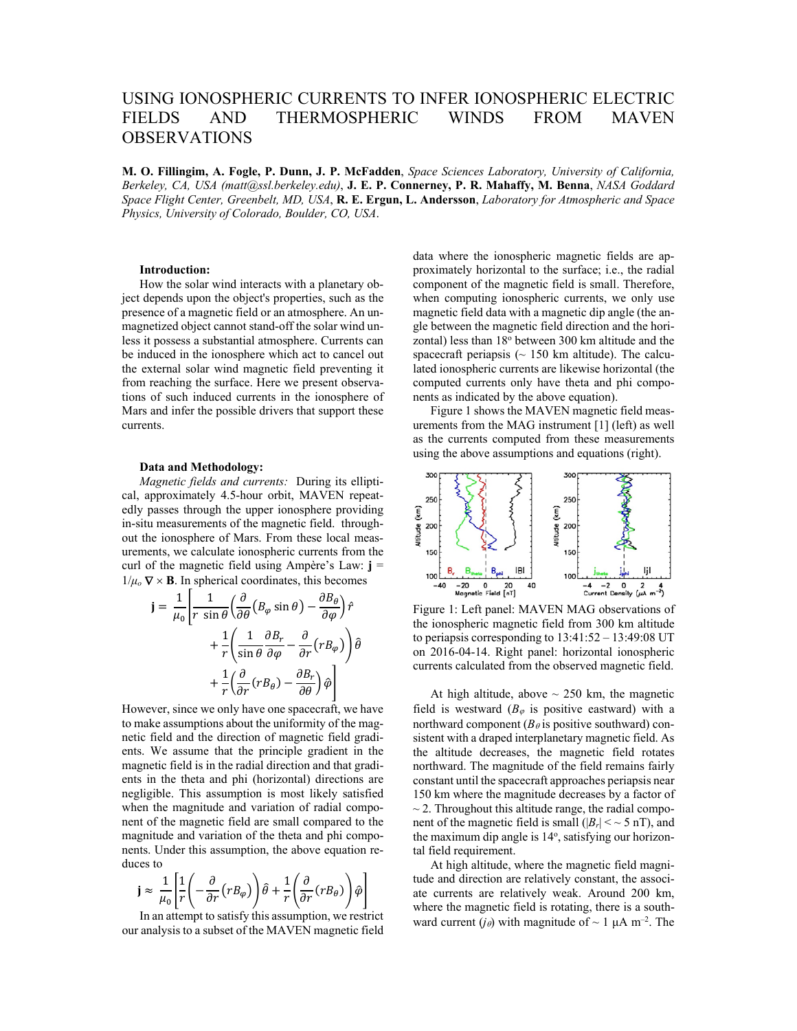# USING IONOSPHERIC CURRENTS TO INFER IONOSPHERIC ELECTRIC FIELDS AND THERMOSPHERIC WINDS FROM MAVEN OBSERVATIONS

**M. O. Fillingim, A. Fogle, P. Dunn, J. P. McFadden**, *Space Sciences Laboratory, University of California, Berkeley, CA, USA (matt@ssl.berkeley.edu)*, **J. E. P. Connerney, P. R. Mahaffy, M. Benna**, *NASA Goddard Space Flight Center, Greenbelt, MD, USA*, **R. E. Ergun, L. Andersson**, *Laboratory for Atmospheric and Space Physics, University of Colorado, Boulder, CO, USA*.

**Introduction:**

How the solar wind interacts with a planetary object depends upon the object's properties, such as the presence of a magnetic field or an atmosphere. An unmagnetized object cannot stand-off the solar wind unless it possess a substantial atmosphere. Currents can be induced in the ionosphere which act to cancel out the external solar wind magnetic field preventing it from reaching the surface. Here we present observations of such induced currents in the ionosphere of Mars and infer the possible drivers that support these currents.

**Data and Methodology:**

*Magnetic fields and currents:* During its elliptical, approximately 4.5-hour orbit, MAVEN repeatedly passes through the upper ionosphere providing in-situ measurements of the magnetic field. throughout the ionosphere of Mars. From these local measurements, we calculate ionospheric currents from the curl of the magnetic field using Ampère's Law: $\mathbf{j} = 1/\mu_o \nabla \times \mathbf{B}$. In spherical coordinates, this becomes

$$\mathbf{j} = \frac{1}{\mu_0}\left[\frac{1}{r\,\sin\theta}\left(\frac{\partial}{\partial\theta}\left(B_\varphi \sin\theta\right) - \frac{\partial B_\theta}{\partial\varphi}\right)\hat{r} + \frac{1}{r}\left(\frac{1}{\sin\theta}\frac{\partial B_r}{\partial\varphi} - \frac{\partial}{\partial r}\left(rB_\varphi\right)\right)\hat{\theta} + \frac{1}{r}\left(\frac{\partial}{\partial r}\left(rB_\theta\right) - \frac{\partial B_r}{\partial\theta}\right)\hat{\varphi}\right]$$

However, since we only have one spacecraft, we have to make assumptions about the uniformity of the magnetic field and the direction of magnetic field gradients. We assume that the principle gradient in the magnetic field is in the radial direction and that gradients in the theta and phi (horizontal) directions are negligible. This assumption is most likely satisfied when the magnitude and variation of radial component of the magnetic field are small compared to the magnitude and variation of the theta and phi components. Under this assumption, the above equation reduces to

$$\mathbf{j} \approx \frac{1}{\mu_0}\left[\frac{1}{r}\left(-\frac{\partial}{\partial r}\left(rB_\varphi\right)\right)\hat{\theta} + \frac{1}{r}\left(\frac{\partial}{\partial r}\left(rB_\theta\right)\right)\hat{\varphi}\right]$$

In an attempt to satisfy this assumption, we restrict our analysis to a subset of the MAVEN magnetic field data where the ionospheric magnetic fields are approximately horizontal to the surface; i.e., the radial component of the magnetic field is small. Therefore, when computing ionospheric currents, we only use magnetic field data with a magnetic dip angle (the angle between the magnetic field direction and the horizontal) less than 18° between 300 km altitude and the spacecraft periapsis (~ 150 km altitude). The calculated ionospheric currents are likewise horizontal (the computed currents only have theta and phi components as indicated by the above equation).

Figure 1 shows the MAVEN magnetic field measurements from the MAG instrument [1] (left) as well as the currents computed from these measurements using the above assumptions and equations (right).

Figure 1: Left panel: MAVEN MAG observations of the ionospheric magnetic field from 300 km altitude to periapsis corresponding to 13:41:52 – 13:49:08 UT on 2016-04-14. Right panel: horizontal ionospheric currents calculated from the observed magnetic field.

At high altitude, above ~ 250 km, the magnetic field is westward ($B_\varphi$ is positive eastward) with a northward component ($B_\theta$ is positive southward) consistent with a draped interplanetary magnetic field. As the altitude decreases, the magnetic field rotates northward. The magnitude of the field remains fairly constant until the spacecraft approaches periapsis near 150 km where the magnitude decreases by a factor of ~ 2. Throughout this altitude range, the radial component of the magnetic field is small ($|B_r| <$ ~ 5 nT), and the maximum dip angle is 14°, satisfying our horizontal field requirement.

At high altitude, where the magnetic field magnitude and direction are relatively constant, the associate currents are relatively weak. Around 200 km, where the magnetic field is rotating, there is a southward current ($j_\theta$) with magnitude of ~ 1 μA m$^{-2}$. The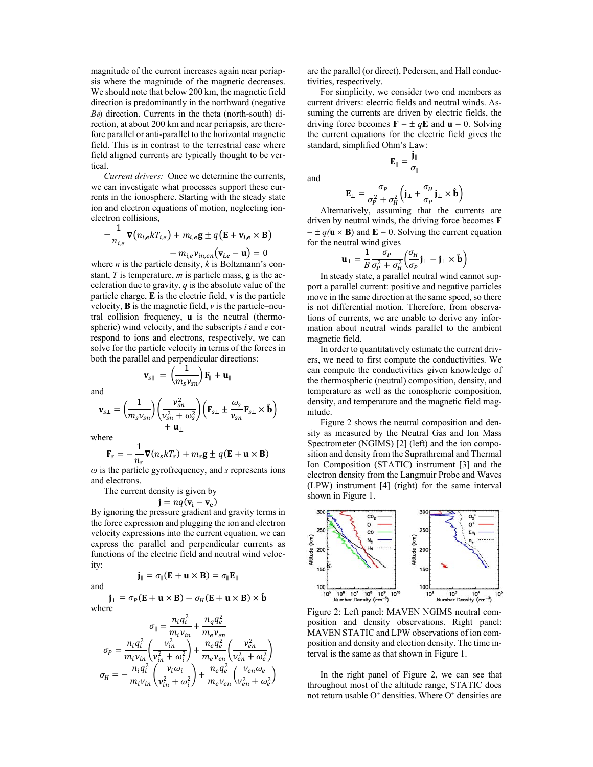magnitude of the current increases again near periapsis where the magnitude of the magnetic decreases. We should note that below 200 km, the magnetic field direction is predominantly in the northward (negative $B_\theta$) direction. Currents in the theta (north-south) direction, at about 200 km and near periapsis, are therefore parallel or anti-parallel to the horizontal magnetic field. This is in contrast to the terrestrial case where field aligned currents are typically thought to be vertical.

*Current drivers:* Once we determine the currents, we can investigate what processes support these currents in the ionosphere. Starting with the steady state ion and electron equations of motion, neglecting ion-electron collisions,

$$-\frac{1}{n_{i,e}}\nabla\left(n_{i,e}kT_{i,e}\right) + m_{i,e}\mathbf{g} \pm q\left(\mathbf{E} + \mathbf{v}_{i,e} \times \mathbf{B}\right) - m_{i,e}\nu_{in,en}\left(\mathbf{v}_{i,e} - \mathbf{u}\right) = 0$$

where $n$ is the particle density, $k$ is Boltzmann's constant, $T$ is temperature, $m$ is particle mass, $\mathbf{g}$ is the acceleration due to gravity, $q$ is the absolute value of the particle charge, $\mathbf{E}$ is the electric field, $\mathbf{v}$ is the particle velocity, $\mathbf{B}$ is the magnetic field, $\nu$ is the particle–neutral collision frequency, $\mathbf{u}$ is the neutral (thermospheric) wind velocity, and the subscripts $i$ and $e$ correspond to ions and electrons, respectively, we can solve for the particle velocity in terms of the forces in both the parallel and perpendicular directions:

$$\mathbf{v}_{s\parallel} = \left(\frac{1}{m_s \nu_{sn}}\right)\mathbf{F}_{\parallel} + \mathbf{u}_{\parallel}$$

and

$$\mathbf{v}_{s\perp} = \left(\frac{1}{m_s \nu_{sn}}\right)\left(\frac{\nu_{sn}^2}{\nu_{sn}^2 + \omega_s^2}\right)\left(\mathbf{F}_{s\perp} \pm \frac{\omega_s}{\nu_{sn}}\mathbf{F}_{s\perp} \times \hat{\mathbf{b}}\right) + \mathbf{u}_{\perp}$$

where

$$\mathbf{F}_s = -\frac{1}{n_s}\nabla\left(n_s kT_s\right) + m_s\mathbf{g} \pm q\left(\mathbf{E} + \mathbf{u} \times \mathbf{B}\right)$$

$\omega$ is the particle gyrofrequency, and $s$ represents ions and electrons.

The current density is given by

$$\mathbf{j} = nq\left(\mathbf{v_i} - \mathbf{v_e}\right)$$

By ignoring the pressure gradient and gravity terms in the force expression and plugging the ion and electron velocity expressions into the current equation, we can express the parallel and perpendicular currents as functions of the electric field and neutral wind velocity:

$$\mathbf{j}_{\parallel} = \sigma_{\parallel}\left(\mathbf{E} + \mathbf{u} \times \mathbf{B}\right) = \sigma_{\parallel}\mathbf{E}_{\parallel}$$

and

$$\mathbf{j}_{\perp} = \sigma_P\left(\mathbf{E} + \mathbf{u} \times \mathbf{B}\right) - \sigma_H\left(\mathbf{E} + \mathbf{u} \times \mathbf{B}\right) \times \hat{\mathbf{b}}$$

where

$$\sigma_{\parallel} = \frac{n_i q_i^2}{m_i \nu_{in}} + \frac{n_q q_e^2}{m_e \nu_{en}}$$

$$\sigma_P = \frac{n_i q_i^2}{m_i \nu_{in}}\left(\frac{\nu_{in}^2}{\nu_{in}^2 + \omega_i^2}\right) + \frac{n_e q_e^2}{m_e \nu_{en}}\left(\frac{\nu_{en}^2}{\nu_{en}^2 + \omega_e^2}\right)$$

$$\sigma_H = -\frac{n_i q_i^2}{m_i \nu_{in}}\left(\frac{\nu_i \omega_i}{\nu_{in}^2 + \omega_i^2}\right) + \frac{n_e q_e^2}{m_e \nu_{en}}\left(\frac{\nu_{en}\omega_e}{\nu_{en}^2 + \omega_e^2}\right)$$

are the parallel (or direct), Pedersen, and Hall conductivities, respectively.

For simplicity, we consider two end members as current drivers: electric fields and neutral winds. Assuming the currents are driven by electric fields, the driving force becomes $\mathbf{F} = \pm q\mathbf{E}$ and $\mathbf{u} = 0$. Solving the current equations for the electric field gives the standard, simplified Ohm's Law:

$$\mathbf{E}_{\parallel} = \frac{\mathbf{j}_{\parallel}}{\sigma_{\parallel}}$$

and

$$\mathbf{E}_{\perp} = \frac{\sigma_P}{\sigma_P^2 + \sigma_H^2}\left(\mathbf{j}_{\perp} + \frac{\sigma_H}{\sigma_P}\mathbf{j}_{\perp} \times \hat{\mathbf{b}}\right)$$

Alternatively, assuming that the currents are driven by neutral winds, the driving force becomes $\mathbf{F} = \pm q(\mathbf{u} \times \mathbf{B})$ and $\mathbf{E} = 0$. Solving the current equation for the neutral wind gives

$$\mathbf{u}_{\perp} = \frac{1}{B}\frac{\sigma_P}{\sigma_P^2 + \sigma_H^2}\left(\frac{\sigma_H}{\sigma_P}\mathbf{j}_{\perp} - \mathbf{j}_{\perp} \times \hat{\mathbf{b}}\right)$$

In steady state, a parallel neutral wind cannot support a parallel current: positive and negative particles move in the same direction at the same speed, so there is not differential motion. Therefore, from observations of currents, we are unable to derive any information about neutral winds parallel to the ambient magnetic field.

In order to quantitatively estimate the current drivers, we need to first compute the conductivities. We can compute the conductivities given knowledge of the thermospheric (neutral) composition, density, and temperature as well as the ionospheric composition, density, and temperature and the magnetic field magnitude.

Figure 2 shows the neutral composition and density as measured by the Neutral Gas and Ion Mass Spectrometer (NGIMS) [2] (left) and the ion composition and density from the Suprathremal and Thermal Ion Composition (STATIC) instrument [3] and the electron density from the Langmuir Probe and Waves (LPW) instrument [4] (right) for the same interval shown in Figure 1.

Figure 2: Left panel: MAVEN NGIMS neutral composition and density observations. Right panel: MAVEN STATIC and LPW observations of ion composition and density and election density. The time interval is the same as that shown in Figure 1.

In the right panel of Figure 2, we can see that throughout most of the altitude range, STATIC does not return usable $O^+$ densities. Where $O^+$ densities are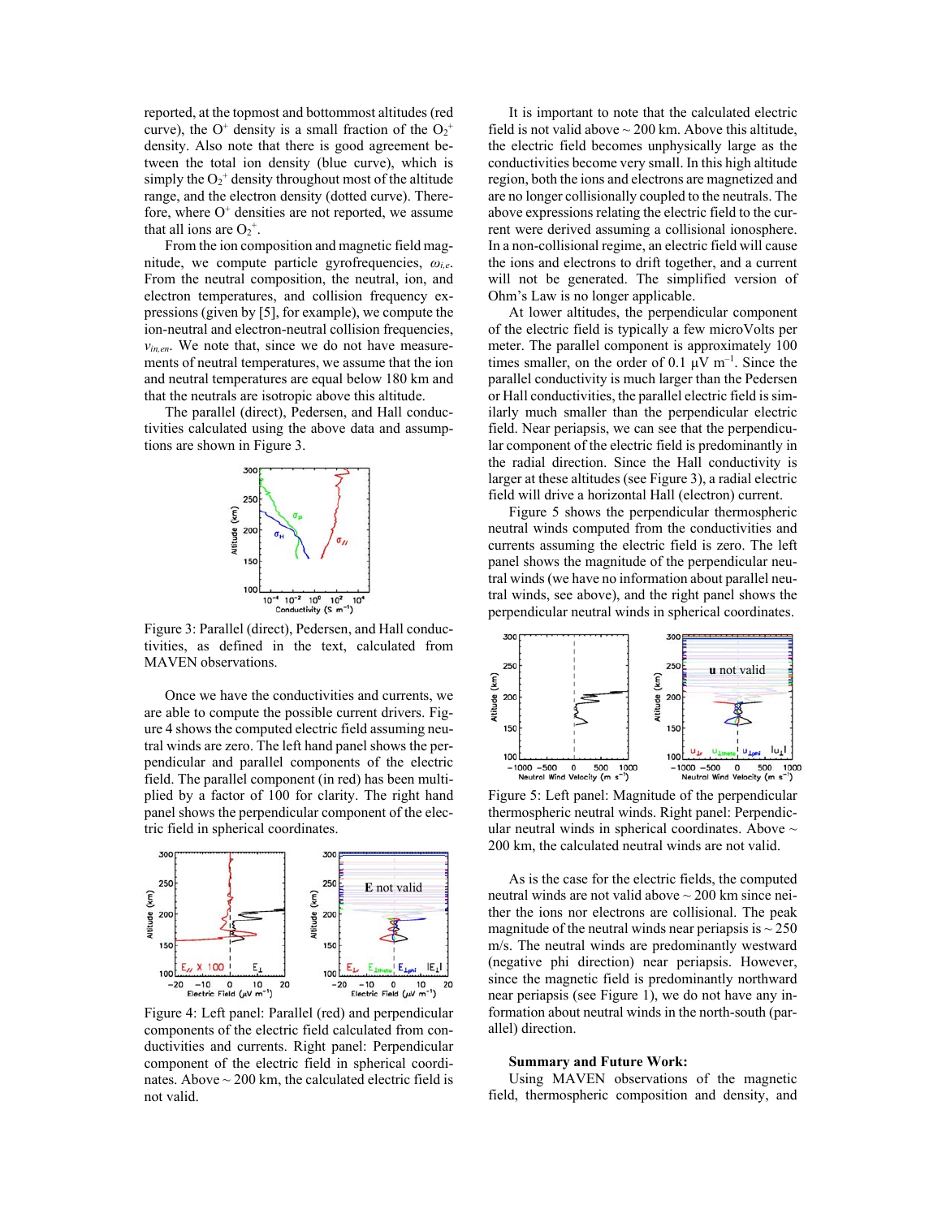reported, at the topmost and bottommost altitudes (red curve), the $O^+$ density is a small fraction of the $O_2^+$ density. Also note that there is good agreement between the total ion density (blue curve), which is simply the $O_2^+$ density throughout most of the altitude range, and the electron density (dotted curve). Therefore, where $O^+$ densities are not reported, we assume that all ions are $O_2^+$.

From the ion composition and magnetic field magnitude, we compute particle gyrofrequencies, $\omega_{i,e}$. From the neutral composition, the neutral, ion, and electron temperatures, and collision frequency expressions (given by [5], for example), we compute the ion-neutral and electron-neutral collision frequencies, $\nu_{in,en}$. We note that, since we do not have measurements of neutral temperatures, we assume that the ion and neutral temperatures are equal below 180 km and that the neutrals are isotropic above this altitude.

The parallel (direct), Pedersen, and Hall conductivities calculated using the above data and assumptions are shown in Figure 3.

Figure 3: Parallel (direct), Pedersen, and Hall conductivities, as defined in the text, calculated from MAVEN observations.

Once we have the conductivities and currents, we are able to compute the possible current drivers. Figure 4 shows the computed electric field assuming neutral winds are zero. The left hand panel shows the perpendicular and parallel components of the electric field. The parallel component (in red) has been multiplied by a factor of 100 for clarity. The right hand panel shows the perpendicular component of the electric field in spherical coordinates.

Figure 4: Left panel: Parallel (red) and perpendicular components of the electric field calculated from conductivities and currents. Right panel: Perpendicular component of the electric field in spherical coordinates. Above ~ 200 km, the calculated electric field is not valid.

It is important to note that the calculated electric field is not valid above ~ 200 km. Above this altitude, the electric field becomes unphysically large as the conductivities become very small. In this high altitude region, both the ions and electrons are magnetized and are no longer collisionally coupled to the neutrals. The above expressions relating the electric field to the current were derived assuming a collisional ionosphere. In a non-collisional regime, an electric field will cause the ions and electrons to drift together, and a current will not be generated. The simplified version of Ohm's Law is no longer applicable.

At lower altitudes, the perpendicular component of the electric field is typically a few microVolts per meter. The parallel component is approximately 100 times smaller, on the order of 0.1 μV $m^{-1}$. Since the parallel conductivity is much larger than the Pedersen or Hall conductivities, the parallel electric field is similarly much smaller than the perpendicular electric field. Near periapsis, we can see that the perpendicular component of the electric field is predominantly in the radial direction. Since the Hall conductivity is larger at these altitudes (see Figure 3), a radial electric field will drive a horizontal Hall (electron) current.

Figure 5 shows the perpendicular thermospheric neutral winds computed from the conductivities and currents assuming the electric field is zero. The left panel shows the magnitude of the perpendicular neutral winds (we have no information about parallel neutral winds, see above), and the right panel shows the perpendicular neutral winds in spherical coordinates.

Figure 5: Left panel: Magnitude of the perpendicular thermospheric neutral winds. Right panel: Perpendicular neutral winds in spherical coordinates. Above ~ 200 km, the calculated neutral winds are not valid.

As is the case for the electric fields, the computed neutral winds are not valid above ~ 200 km since neither the ions nor electrons are collisional. The peak magnitude of the neutral winds near periapsis is ~ 250 m/s. The neutral winds are predominantly westward (negative phi direction) near periapsis. However, since the magnetic field is predominantly northward near periapsis (see Figure 1), we do not have any information about neutral winds in the north-south (parallel) direction.

**Summary and Future Work:**

Using MAVEN observations of the magnetic field, thermospheric composition and density, and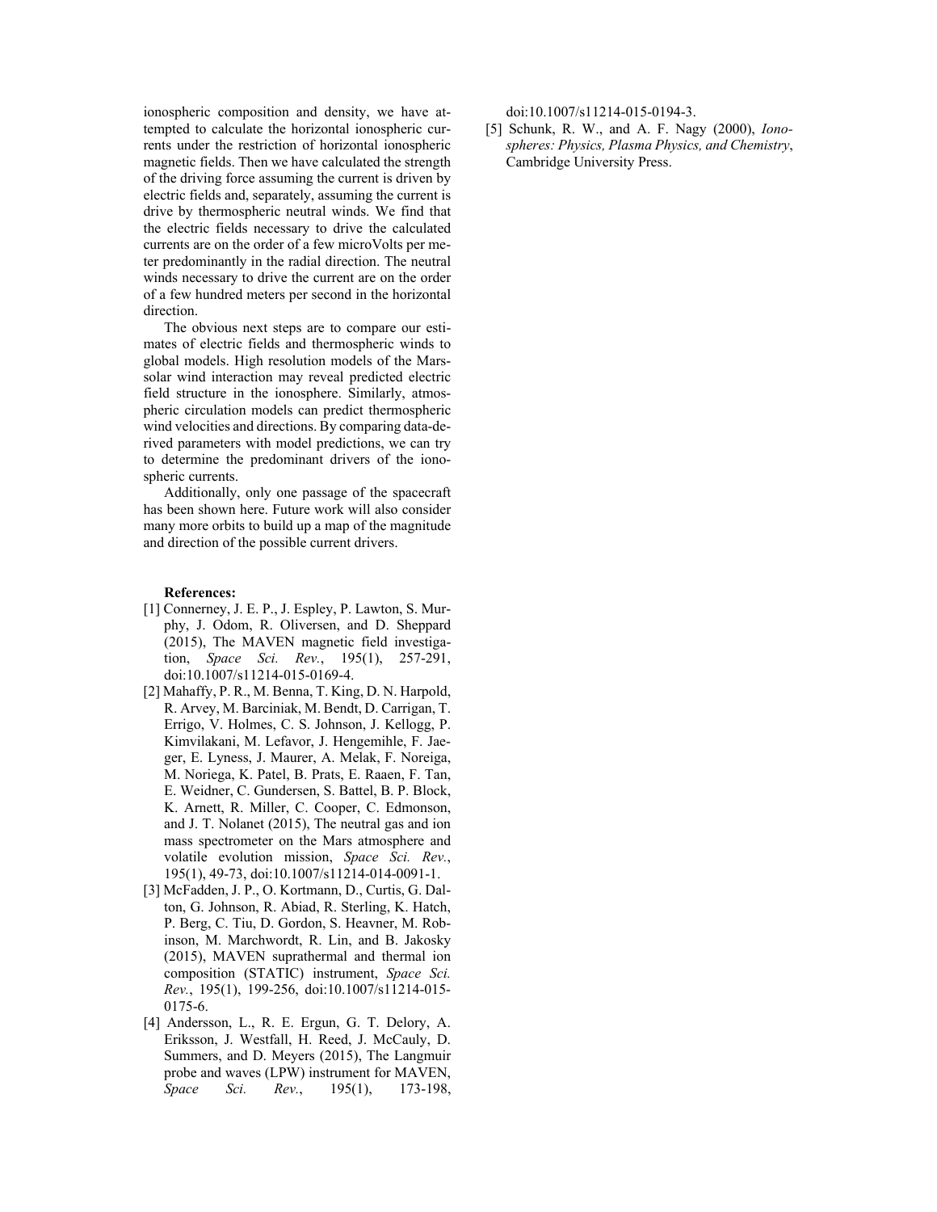ionospheric composition and density, we have attempted to calculate the horizontal ionospheric currents under the restriction of horizontal ionospheric magnetic fields. Then we have calculated the strength of the driving force assuming the current is driven by electric fields and, separately, assuming the current is drive by thermospheric neutral winds. We find that the electric fields necessary to drive the calculated currents are on the order of a few microVolts per meter predominantly in the radial direction. The neutral winds necessary to drive the current are on the order of a few hundred meters per second in the horizontal direction.

The obvious next steps are to compare our estimates of electric fields and thermospheric winds to global models. High resolution models of the Mars-solar wind interaction may reveal predicted electric field structure in the ionosphere. Similarly, atmospheric circulation models can predict thermospheric wind velocities and directions. By comparing data-derived parameters with model predictions, we can try to determine the predominant drivers of the ionospheric currents.

Additionally, only one passage of the spacecraft has been shown here. Future work will also consider many more orbits to build up a map of the magnitude and direction of the possible current drivers.

**References:**

[1] Connerney, J. E. P., J. Espley, P. Lawton, S. Murphy, J. Odom, R. Oliversen, and D. Sheppard (2015), The MAVEN magnetic field investigation, *Space Sci. Rev.*, 195(1), 257-291, doi:10.1007/s11214-015-0169-4.

[2] Mahaffy, P. R., M. Benna, T. King, D. N. Harpold, R. Arvey, M. Barciniak, M. Bendt, D. Carrigan, T. Errigo, V. Holmes, C. S. Johnson, J. Kellogg, P. Kimvilakani, M. Lefavor, J. Hengemihle, F. Jaeger, E. Lyness, J. Maurer, A. Melak, F. Noreiga, M. Noriega, K. Patel, B. Prats, E. Raaen, F. Tan, E. Weidner, C. Gundersen, S. Battel, B. P. Block, K. Arnett, R. Miller, C. Cooper, C. Edmonson, and J. T. Nolanet (2015), The neutral gas and ion mass spectrometer on the Mars atmosphere and volatile evolution mission, *Space Sci. Rev.*, 195(1), 49-73, doi:10.1007/s11214-014-0091-1.

[3] McFadden, J. P., O. Kortmann, D., Curtis, G. Dalton, G. Johnson, R. Abiad, R. Sterling, K. Hatch, P. Berg, C. Tiu, D. Gordon, S. Heavner, M. Robinson, M. Marchwordt, R. Lin, and B. Jakosky (2015), MAVEN suprathermal and thermal ion composition (STATIC) instrument, *Space Sci. Rev.*, 195(1), 199-256, doi:10.1007/s11214-015-0175-6.

[4] Andersson, L., R. E. Ergun, G. T. Delory, A. Eriksson, J. Westfall, H. Reed, J. McCauly, D. Summers, and D. Meyers (2015), The Langmuir probe and waves (LPW) instrument for MAVEN, *Space Sci. Rev.*, 195(1), 173-198, doi:10.1007/s11214-015-0194-3.

[5] Schunk, R. W., and A. F. Nagy (2000), *Ionospheres: Physics, Plasma Physics, and Chemistry*, Cambridge University Press.